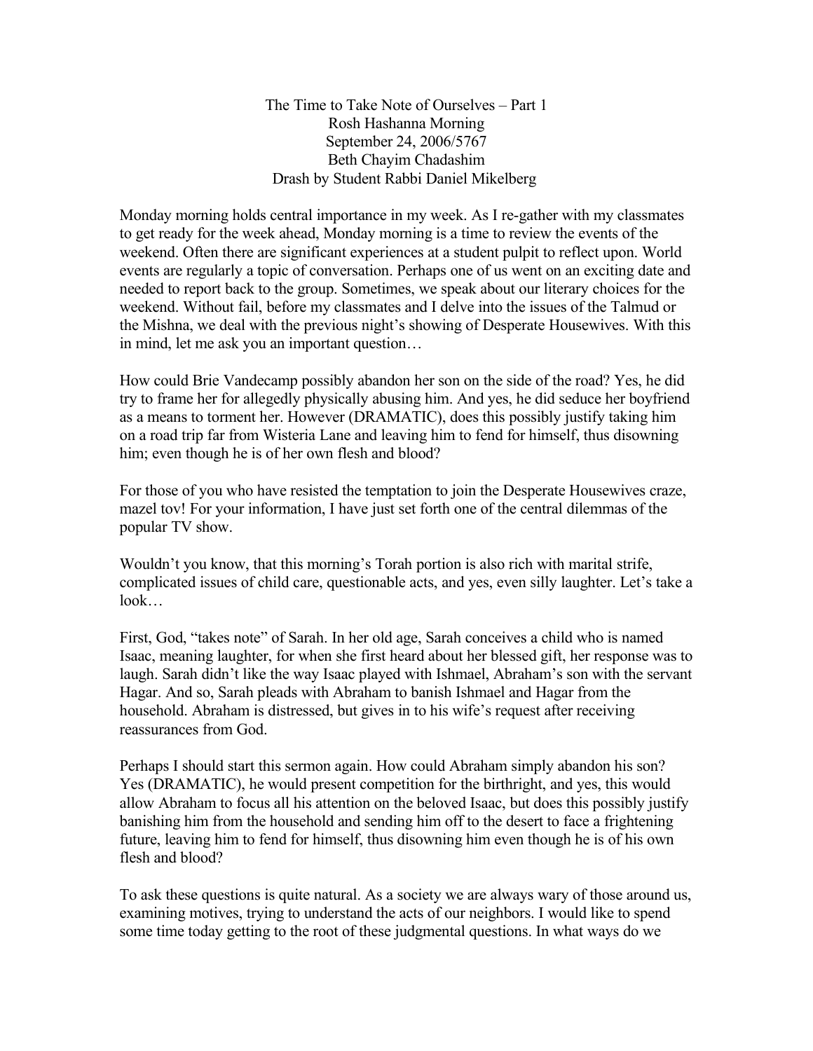# The Time to Take Note of Ourselves – Part 1

Rosh Hashanna Morning
September 24, 2006/5767
Beth Chayim Chadashim
Drash by Student Rabbi Daniel Mikelberg

Monday morning holds central importance in my week. As I re-gather with my classmates to get ready for the week ahead, Monday morning is a time to review the events of the weekend. Often there are significant experiences at a student pulpit to reflect upon. World events are regularly a topic of conversation. Perhaps one of us went on an exciting date and needed to report back to the group. Sometimes, we speak about our literary choices for the weekend. Without fail, before my classmates and I delve into the issues of the Talmud or the Mishna, we deal with the previous night's showing of Desperate Housewives. With this in mind, let me ask you an important question…

How could Brie Vandecamp possibly abandon her son on the side of the road? Yes, he did try to frame her for allegedly physically abusing him. And yes, he did seduce her boyfriend as a means to torment her. However (DRAMATIC), does this possibly justify taking him on a road trip far from Wisteria Lane and leaving him to fend for himself, thus disowning him; even though he is of her own flesh and blood?

For those of you who have resisted the temptation to join the Desperate Housewives craze, mazel tov! For your information, I have just set forth one of the central dilemmas of the popular TV show.

Wouldn't you know, that this morning's Torah portion is also rich with marital strife, complicated issues of child care, questionable acts, and yes, even silly laughter. Let's take a look…

First, God, "takes note" of Sarah. In her old age, Sarah conceives a child who is named Isaac, meaning laughter, for when she first heard about her blessed gift, her response was to laugh. Sarah didn't like the way Isaac played with Ishmael, Abraham's son with the servant Hagar. And so, Sarah pleads with Abraham to banish Ishmael and Hagar from the household. Abraham is distressed, but gives in to his wife's request after receiving reassurances from God.

Perhaps I should start this sermon again. How could Abraham simply abandon his son? Yes (DRAMATIC), he would present competition for the birthright, and yes, this would allow Abraham to focus all his attention on the beloved Isaac, but does this possibly justify banishing him from the household and sending him off to the desert to face a frightening future, leaving him to fend for himself, thus disowning him even though he is of his own flesh and blood?

To ask these questions is quite natural. As a society we are always wary of those around us, examining motives, trying to understand the acts of our neighbors. I would like to spend some time today getting to the root of these judgmental questions. In what ways do we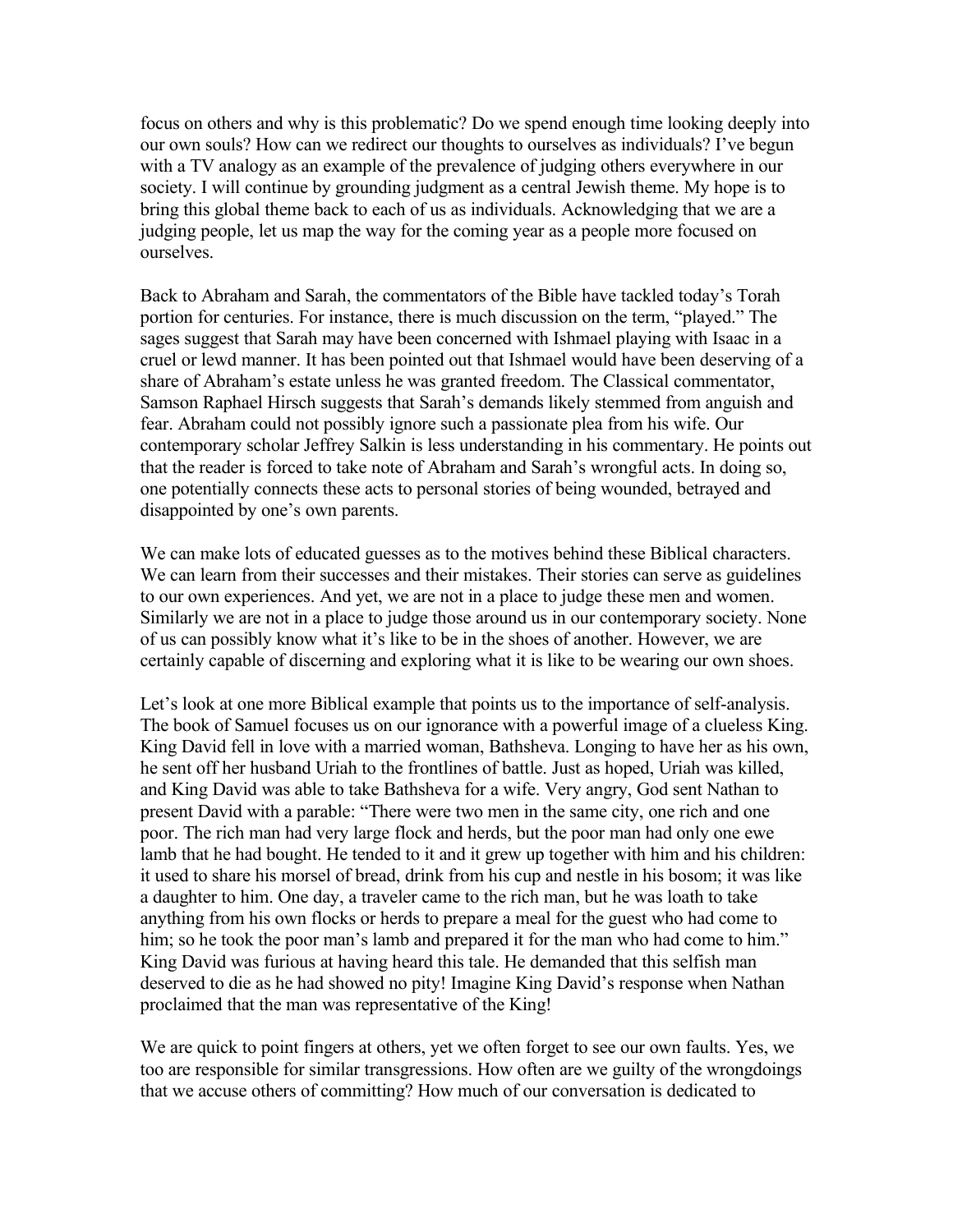focus on others and why is this problematic? Do we spend enough time looking deeply into our own souls? How can we redirect our thoughts to ourselves as individuals? I've begun with a TV analogy as an example of the prevalence of judging others everywhere in our society. I will continue by grounding judgment as a central Jewish theme. My hope is to bring this global theme back to each of us as individuals. Acknowledging that we are a judging people, let us map the way for the coming year as a people more focused on ourselves.

Back to Abraham and Sarah, the commentators of the Bible have tackled today's Torah portion for centuries. For instance, there is much discussion on the term, "played." The sages suggest that Sarah may have been concerned with Ishmael playing with Isaac in a cruel or lewd manner. It has been pointed out that Ishmael would have been deserving of a share of Abraham's estate unless he was granted freedom. The Classical commentator, Samson Raphael Hirsch suggests that Sarah's demands likely stemmed from anguish and fear. Abraham could not possibly ignore such a passionate plea from his wife. Our contemporary scholar Jeffrey Salkin is less understanding in his commentary. He points out that the reader is forced to take note of Abraham and Sarah's wrongful acts. In doing so, one potentially connects these acts to personal stories of being wounded, betrayed and disappointed by one's own parents.

We can make lots of educated guesses as to the motives behind these Biblical characters. We can learn from their successes and their mistakes. Their stories can serve as guidelines to our own experiences. And yet, we are not in a place to judge these men and women. Similarly we are not in a place to judge those around us in our contemporary society. None of us can possibly know what it's like to be in the shoes of another. However, we are certainly capable of discerning and exploring what it is like to be wearing our own shoes.

Let's look at one more Biblical example that points us to the importance of self-analysis. The book of Samuel focuses us on our ignorance with a powerful image of a clueless King. King David fell in love with a married woman, Bathsheva. Longing to have her as his own, he sent off her husband Uriah to the frontlines of battle. Just as hoped, Uriah was killed, and King David was able to take Bathsheva for a wife. Very angry, God sent Nathan to present David with a parable: "There were two men in the same city, one rich and one poor. The rich man had very large flock and herds, but the poor man had only one ewe lamb that he had bought. He tended to it and it grew up together with him and his children: it used to share his morsel of bread, drink from his cup and nestle in his bosom; it was like a daughter to him. One day, a traveler came to the rich man, but he was loath to take anything from his own flocks or herds to prepare a meal for the guest who had come to him; so he took the poor man's lamb and prepared it for the man who had come to him." King David was furious at having heard this tale. He demanded that this selfish man deserved to die as he had showed no pity! Imagine King David's response when Nathan proclaimed that the man was representative of the King!

We are quick to point fingers at others, yet we often forget to see our own faults. Yes, we too are responsible for similar transgressions. How often are we guilty of the wrongdoings that we accuse others of committing? How much of our conversation is dedicated to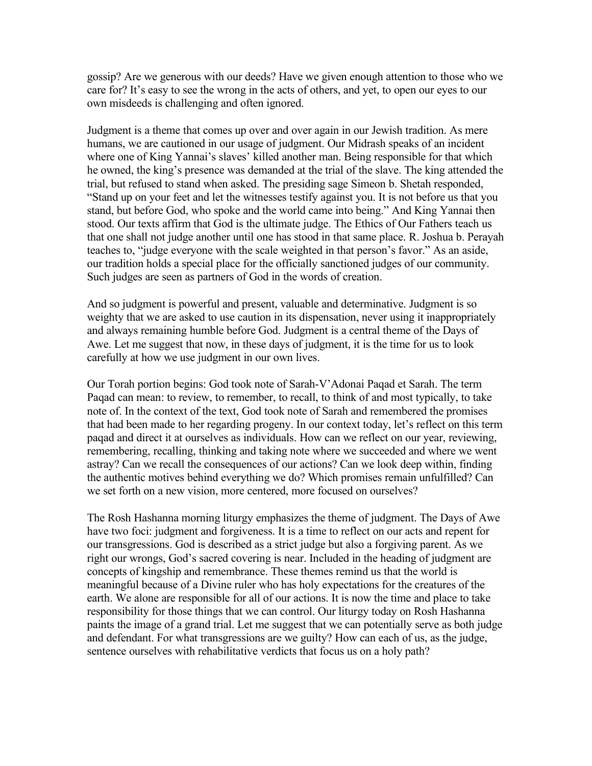gossip? Are we generous with our deeds? Have we given enough attention to those who we care for? It's easy to see the wrong in the acts of others, and yet, to open our eyes to our own misdeeds is challenging and often ignored.

Judgment is a theme that comes up over and over again in our Jewish tradition. As mere humans, we are cautioned in our usage of judgment. Our Midrash speaks of an incident where one of King Yannai's slaves' killed another man. Being responsible for that which he owned, the king's presence was demanded at the trial of the slave. The king attended the trial, but refused to stand when asked. The presiding sage Simeon b. Shetah responded, "Stand up on your feet and let the witnesses testify against you. It is not before us that you stand, but before God, who spoke and the world came into being." And King Yannai then stood. Our texts affirm that God is the ultimate judge. The Ethics of Our Fathers teach us that one shall not judge another until one has stood in that same place. R. Joshua b. Perayah teaches to, "judge everyone with the scale weighted in that person's favor." As an aside, our tradition holds a special place for the officially sanctioned judges of our community. Such judges are seen as partners of God in the words of creation.

And so judgment is powerful and present, valuable and determinative. Judgment is so weighty that we are asked to use caution in its dispensation, never using it inappropriately and always remaining humble before God. Judgment is a central theme of the Days of Awe. Let me suggest that now, in these days of judgment, it is the time for us to look carefully at how we use judgment in our own lives.

Our Torah portion begins: God took note of Sarah-V'Adonai Paqad et Sarah. The term Paqad can mean: to review, to remember, to recall, to think of and most typically, to take note of. In the context of the text, God took note of Sarah and remembered the promises that had been made to her regarding progeny. In our context today, let's reflect on this term paqad and direct it at ourselves as individuals. How can we reflect on our year, reviewing, remembering, recalling, thinking and taking note where we succeeded and where we went astray? Can we recall the consequences of our actions? Can we look deep within, finding the authentic motives behind everything we do? Which promises remain unfulfilled? Can we set forth on a new vision, more centered, more focused on ourselves?

The Rosh Hashanna morning liturgy emphasizes the theme of judgment. The Days of Awe have two foci: judgment and forgiveness. It is a time to reflect on our acts and repent for our transgressions. God is described as a strict judge but also a forgiving parent. As we right our wrongs, God's sacred covering is near. Included in the heading of judgment are concepts of kingship and remembrance. These themes remind us that the world is meaningful because of a Divine ruler who has holy expectations for the creatures of the earth. We alone are responsible for all of our actions. It is now the time and place to take responsibility for those things that we can control. Our liturgy today on Rosh Hashanna paints the image of a grand trial. Let me suggest that we can potentially serve as both judge and defendant. For what transgressions are we guilty? How can each of us, as the judge, sentence ourselves with rehabilitative verdicts that focus us on a holy path?